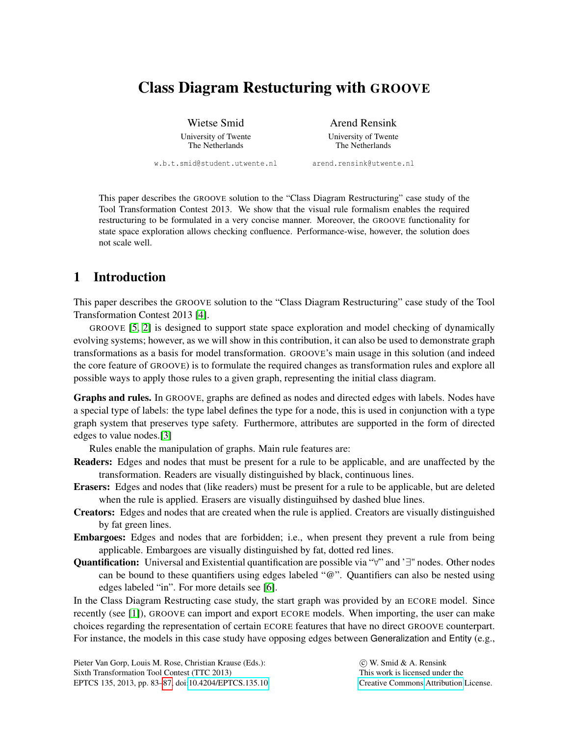# Class Diagram Restucturing with GROOVE

Wietse Smid
University of Twente
The Netherlands
w.b.t.smid@student.utwente.nl

Arend Rensink
University of Twente
The Netherlands
arend.rensink@utwente.nl

This paper describes the GROOVE solution to the “Class Diagram Restructuring” case study of the Tool Transformation Contest 2013. We show that the visual rule formalism enables the required restructuring to be formulated in a very concise manner. Moreover, the GROOVE functionality for state space exploration allows checking confluence. Performance-wise, however, the solution does not scale well.

## 1 Introduction

This paper describes the GROOVE solution to the “Class Diagram Restructuring” case study of the Tool Transformation Contest 2013 [4].

GROOVE [5, 2] is designed to support state space exploration and model checking of dynamically evolving systems; however, as we will show in this contribution, it can also be used to demonstrate graph transformations as a basis for model transformation. GROOVE’s main usage in this solution (and indeed the core feature of GROOVE) is to formulate the required changes as transformation rules and explore all possible ways to apply those rules to a given graph, representing the initial class diagram.

**Graphs and rules.** In GROOVE, graphs are defined as nodes and directed edges with labels. Nodes have a special type of labels: the type label defines the type for a node, this is used in conjunction with a type graph system that preserves type safety. Furthermore, attributes are supported in the form of directed edges to value nodes.[3]

Rules enable the manipulation of graphs. Main rule features are:

**Readers:** Edges and nodes that must be present for a rule to be applicable, and are unaffected by the transformation. Readers are visually distinguished by black, continuous lines.

**Erasers:** Edges and nodes that (like readers) must be present for a rule to be applicable, but are deleted when the rule is applied. Erasers are visually distinguihsed by dashed blue lines.

**Creators:** Edges and nodes that are created when the rule is applied. Creators are visually distinguished by fat green lines.

**Embargoes:** Edges and nodes that are forbidden; i.e., when present they prevent a rule from being applicable. Embargoes are visually distinguished by fat, dotted red lines.

**Quantification:** Universal and Existential quantification are possible via “∀” and ’∃" nodes. Other nodes can be bound to these quantifiers using edges labeled “@”. Quantifiers can also be nested using edges labeled “in”. For more details see [6].

In the Class Diagram Restructing case study, the start graph was provided by an ECORE model. Since recently (see [1]), GROOVE can import and export ECORE models. When importing, the user can make choices regarding the representation of certain ECORE features that have no direct GROOVE counterpart. For instance, the models in this case study have opposing edges between Generalization and Entity (e.g.,

Pieter Van Gorp, Louis M. Rose, Christian Krause (Eds.):
Sixth Transformation Tool Contest (TTC 2013)
EPTCS 135, 2013, pp. 83–87, doi:10.4204/EPTCS.135.10

© W. Smid & A. Rensink
This work is licensed under the
Creative Commons Attribution License.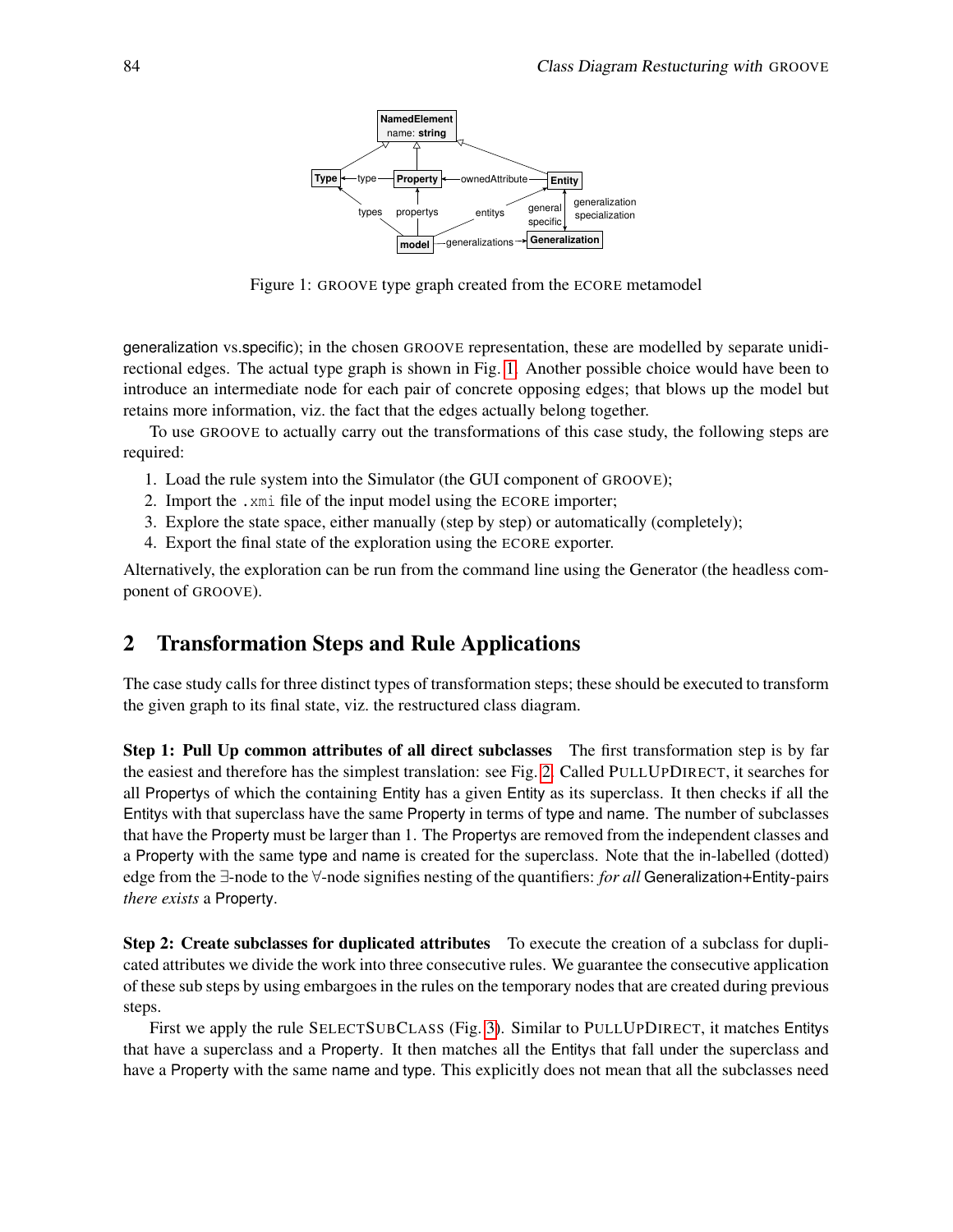Figure 1: GROOVE type graph created from the ECORE metamodel

generalization vs.specific); in the chosen GROOVE representation, these are modelled by separate unidirectional edges. The actual type graph is shown in Fig. 1. Another possible choice would have been to introduce an intermediate node for each pair of concrete opposing edges; that blows up the model but retains more information, viz. the fact that the edges actually belong together.

To use GROOVE to actually carry out the transformations of this case study, the following steps are required:

1. Load the rule system into the Simulator (the GUI component of GROOVE);
2. Import the `.xmi` file of the input model using the ECORE importer;
3. Explore the state space, either manually (step by step) or automatically (completely);
4. Export the final state of the exploration using the ECORE exporter.

Alternatively, the exploration can be run from the command line using the Generator (the headless component of GROOVE).

## 2 Transformation Steps and Rule Applications

The case study calls for three distinct types of transformation steps; these should be executed to transform the given graph to its final state, viz. the restructured class diagram.

**Step 1: Pull Up common attributes of all direct subclasses** The first transformation step is by far the easiest and therefore has the simplest translation: see Fig. 2. Called PULLUPDIRECT, it searches for all Propertys of which the containing Entity has a given Entity as its superclass. It then checks if all the Entitys with that superclass have the same Property in terms of type and name. The number of subclasses that have the Property must be larger than 1. The Propertys are removed from the independent classes and a Property with the same type and name is created for the superclass. Note that the in-labelled (dotted) edge from the ∃-node to the ∀-node signifies nesting of the quantifiers: *for all* Generalization+Entity-pairs *there exists* a Property.

**Step 2: Create subclasses for duplicated attributes** To execute the creation of a subclass for duplicated attributes we divide the work into three consecutive rules. We guarantee the consecutive application of these sub steps by using embargoes in the rules on the temporary nodes that are created during previous steps.

First we apply the rule SELECTSUBCLASS (Fig. 3). Similar to PULLUPDIRECT, it matches Entitys that have a superclass and a Property. It then matches all the Entitys that fall under the superclass and have a Property with the same name and type. This explicitly does not mean that all the subclasses need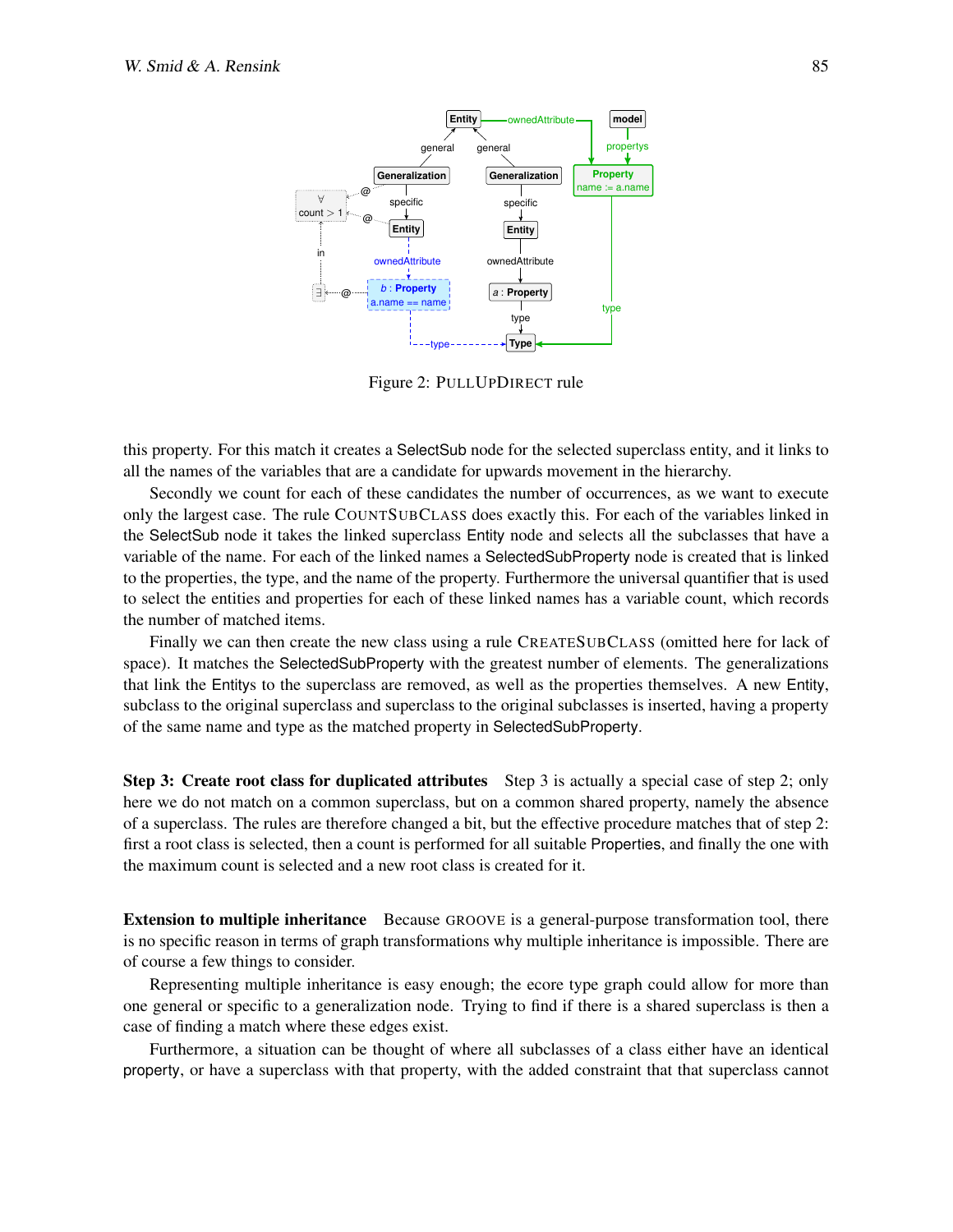Figure 2: PULLUPDIRECT rule

this property. For this match it creates a SelectSub node for the selected superclass entity, and it links to all the names of the variables that are a candidate for upwards movement in the hierarchy.

Secondly we count for each of these candidates the number of occurrences, as we want to execute only the largest case. The rule COUNTSUBCLASS does exactly this. For each of the variables linked in the SelectSub node it takes the linked superclass Entity node and selects all the subclasses that have a variable of the name. For each of the linked names a SelectedSubProperty node is created that is linked to the properties, the type, and the name of the property. Furthermore the universal quantifier that is used to select the entities and properties for each of these linked names has a variable count, which records the number of matched items.

Finally we can then create the new class using a rule CREATESUBCLASS (omitted here for lack of space). It matches the SelectedSubProperty with the greatest number of elements. The generalizations that link the Entitys to the superclass are removed, as well as the properties themselves. A new Entity, subclass to the original superclass and superclass to the original subclasses is inserted, having a property of the same name and type as the matched property in SelectedSubProperty.

**Step 3: Create root class for duplicated attributes** Step 3 is actually a special case of step 2; only here we do not match on a common superclass, but on a common shared property, namely the absence of a superclass. The rules are therefore changed a bit, but the effective procedure matches that of step 2: first a root class is selected, then a count is performed for all suitable Properties, and finally the one with the maximum count is selected and a new root class is created for it.

**Extension to multiple inheritance** Because GROOVE is a general-purpose transformation tool, there is no specific reason in terms of graph transformations why multiple inheritance is impossible. There are of course a few things to consider.

Representing multiple inheritance is easy enough; the ecore type graph could allow for more than one general or specific to a generalization node. Trying to find if there is a shared superclass is then a case of finding a match where these edges exist.

Furthermore, a situation can be thought of where all subclasses of a class either have an identical property, or have a superclass with that property, with the added constraint that that superclass cannot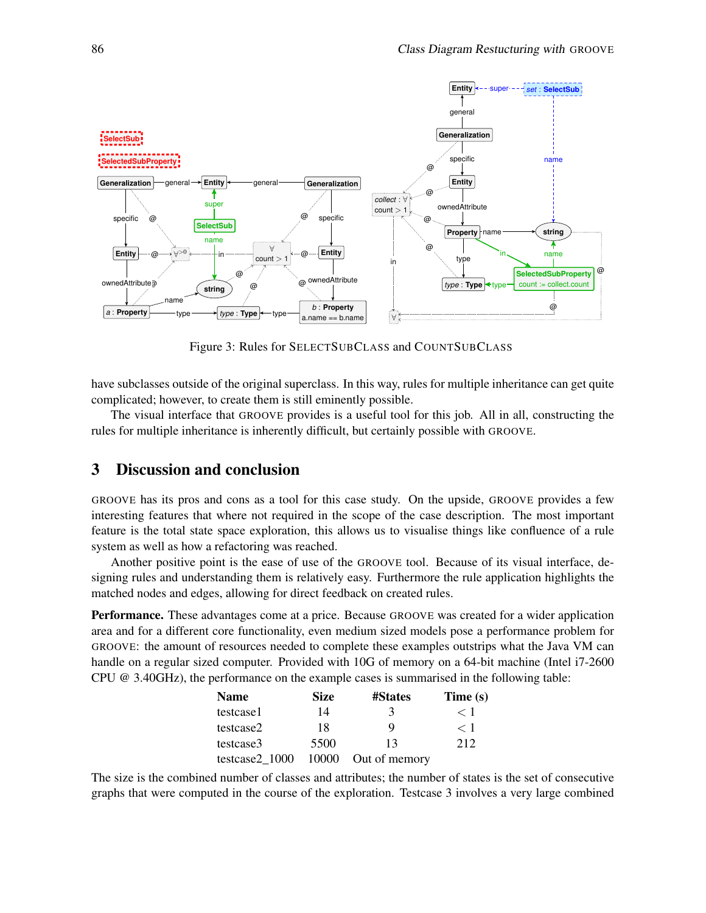Figure 3: Rules for SELECTSUBCLASS and COUNTSUBCLASS

have subclasses outside of the original superclass. In this way, rules for multiple inheritance can get quite complicated; however, to create them is still eminently possible.

The visual interface that GROOVE provides is a useful tool for this job. All in all, constructing the rules for multiple inheritance is inherently difficult, but certainly possible with GROOVE.

## 3 Discussion and conclusion

GROOVE has its pros and cons as a tool for this case study. On the upside, GROOVE provides a few interesting features that where not required in the scope of the case description. The most important feature is the total state space exploration, this allows us to visualise things like confluence of a rule system as well as how a refactoring was reached.

Another positive point is the ease of use of the GROOVE tool. Because of its visual interface, designing rules and understanding them is relatively easy. Furthermore the rule application highlights the matched nodes and edges, allowing for direct feedback on created rules.

**Performance.** These advantages come at a price. Because GROOVE was created for a wider application area and for a different core functionality, even medium sized models pose a performance problem for GROOVE: the amount of resources needed to complete these examples outstrips what the Java VM can handle on a regular sized computer. Provided with 10G of memory on a 64-bit machine (Intel i7-2600 CPU @ 3.40GHz), the performance on the example cases is summarised in the following table:

| Name | Size | #States | Time (s) |
|---|---|---|---|
| testcase1 | 14 | 3 | $< 1$ |
| testcase2 | 18 | 9 | $< 1$ |
| testcase3 | 5500 | 13 | 212 |
| testcase2_1000 | 10000 | Out of memory | |

The size is the combined number of classes and attributes; the number of states is the set of consecutive graphs that were computed in the course of the exploration. Testcase 3 involves a very large combined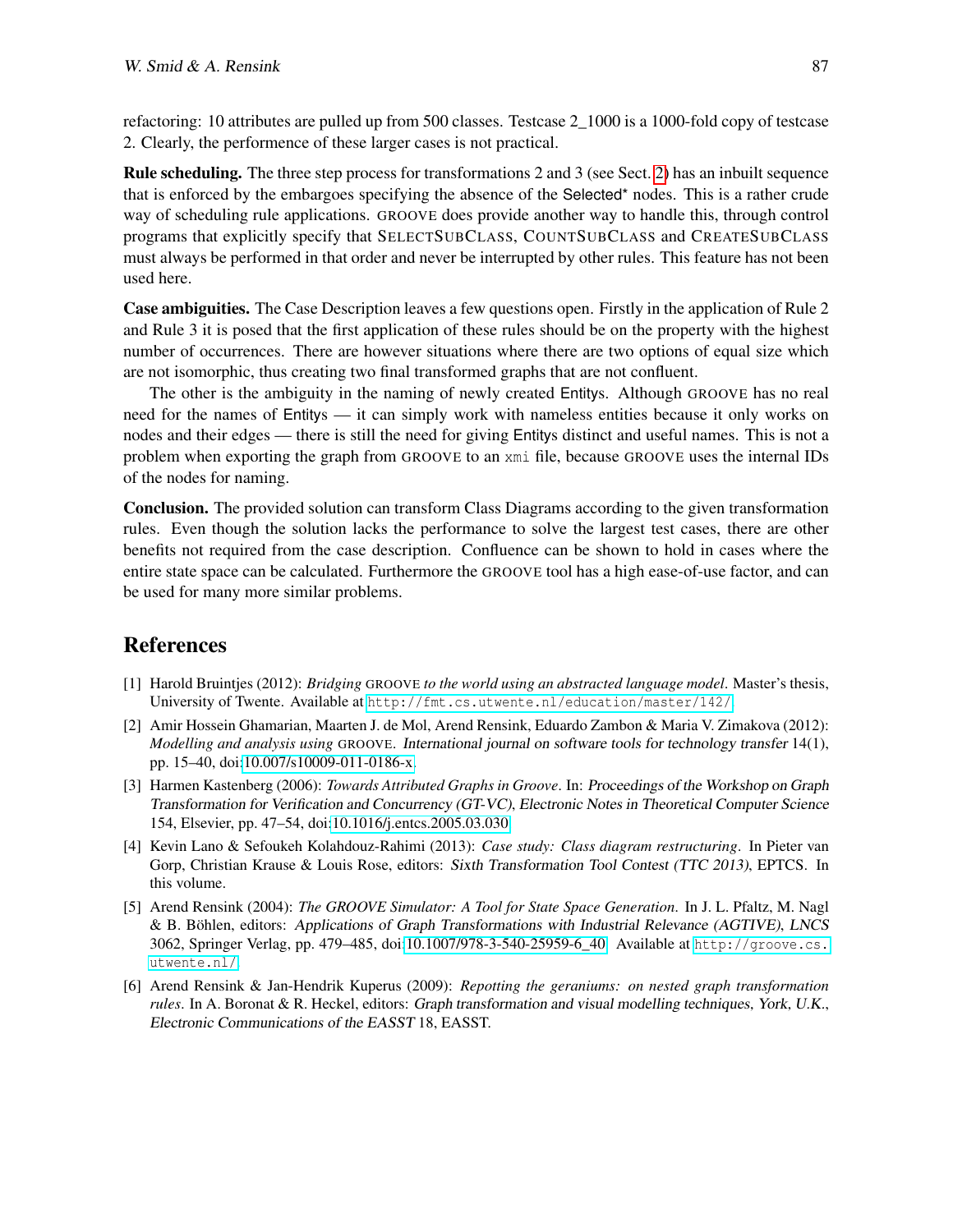refactoring: 10 attributes are pulled up from 500 classes. Testcase 2_1000 is a 1000-fold copy of testcase 2. Clearly, the performence of these larger cases is not practical.

**Rule scheduling.** The three step process for transformations 2 and 3 (see Sect. 2) has an inbuilt sequence that is enforced by the embargoes specifying the absence of the Selected* nodes. This is a rather crude way of scheduling rule applications. GROOVE does provide another way to handle this, through control programs that explicitly specify that SELECTSUBCLASS, COUNTSUBCLASS and CREATESUBCLASS must always be performed in that order and never be interrupted by other rules. This feature has not been used here.

**Case ambiguities.** The Case Description leaves a few questions open. Firstly in the application of Rule 2 and Rule 3 it is posed that the first application of these rules should be on the property with the highest number of occurrences. There are however situations where there are two options of equal size which are not isomorphic, thus creating two final transformed graphs that are not confluent.

The other is the ambiguity in the naming of newly created Entitys. Although GROOVE has no real need for the names of Entitys — it can simply work with nameless entities because it only works on nodes and their edges — there is still the need for giving Entitys distinct and useful names. This is not a problem when exporting the graph from GROOVE to an `xmi` file, because GROOVE uses the internal IDs of the nodes for naming.

**Conclusion.** The provided solution can transform Class Diagrams according to the given transformation rules. Even though the solution lacks the performance to solve the largest test cases, there are other benefits not required from the case description. Confluence can be shown to hold in cases where the entire state space can be calculated. Furthermore the GROOVE tool has a high ease-of-use factor, and can be used for many more similar problems.

## References

[1] Harold Bruintjes (2012): *Bridging* GROOVE *to the world using an abstracted language model*. Master's thesis, University of Twente. Available at `http://fmt.cs.utwente.nl/education/master/142/`.

[2] Amir Hossein Ghamarian, Maarten J. de Mol, Arend Rensink, Eduardo Zambon & Maria V. Zimakova (2012): *Modelling and analysis using* GROOVE. International journal on software tools for technology transfer 14(1), pp. 15–40, doi:10.007/s10009-011-0186-x.

[3] Harmen Kastenberg (2006): *Towards Attributed Graphs in Groove*. In: Proceedings of the Workshop on Graph Transformation for Verification and Concurrency (GT-VC), Electronic Notes in Theoretical Computer Science 154, Elsevier, pp. 47–54, doi:10.1016/j.entcs.2005.03.030.

[4] Kevin Lano & Sefoukeh Kolahdouz-Rahimi (2013): *Case study: Class diagram restructuring*. In Pieter van Gorp, Christian Krause & Louis Rose, editors: Sixth Transformation Tool Contest (TTC 2013), EPTCS. In this volume.

[5] Arend Rensink (2004): *The GROOVE Simulator: A Tool for State Space Generation*. In J. L. Pfaltz, M. Nagl & B. Böhlen, editors: Applications of Graph Transformations with Industrial Relevance (AGTIVE), LNCS 3062, Springer Verlag, pp. 479–485, doi:10.1007/978-3-540-25959-6_40. Available at `http://groove.cs.utwente.nl/`.

[6] Arend Rensink & Jan-Hendrik Kuperus (2009): *Repotting the geraniums: on nested graph transformation rules*. In A. Boronat & R. Heckel, editors: Graph transformation and visual modelling techniques, York, U.K., Electronic Communications of the EASST 18, EASST.